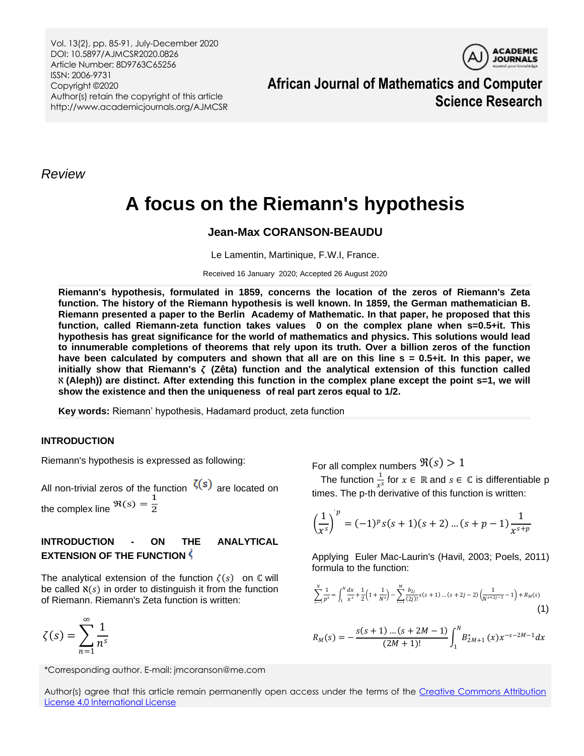*Review*

# A focus on the Riemann's hypothesis

**Jean-Max CORANSON-BEAUDU**

Le Lamentin, Martinique, F.W.I, France.

Received 16 January 2020; Accepted 26 August 2020

**Riemann's hypothesis, formulated in 1859, concerns the location of the zeros of Riemann's Zeta function. The history of the Riemann hypothesis is well known. In 1859, the German mathematician B. Riemann presented a paper to the Berlin Academy of Mathematic. In that paper, he proposed that this function, called Riemann-zeta function takes values 0 on the complex plane when s=0.5+it. This hypothesis has great significance for the world of mathematics and physics. This solutions would lead to innumerable completions of theorems that rely upon its truth. Over a billion zeros of the function have been calculated by computers and shown that all are on this line s = 0.5+it. In this paper, we initially show that Riemann's $\zeta$ (Zêta) function and the analytical extension of this function called $\aleph$ (Aleph)) are distinct. After extending this function in the complex plane except the point s=1, we will show the existence and then the uniqueness of real part zeros equal to 1/2.**

**Key words:** Riemann' hypothesis, Hadamard product, zeta function

## INTRODUCTION

Riemann's hypothesis is expressed as following:

All non-trivial zeros of the function $\zeta(s)$ are located on the complex line $\Re(s) = \frac{1}{2}$

## INTRODUCTION - ON THE ANALYTICAL EXTENSION OF THE FUNCTION $\zeta$

The analytical extension of the function $\zeta(s)$ on $\mathbb{C}$ will be called $\aleph(s)$ in order to distinguish it from the function of Riemann. Riemann's Zeta function is written:

$$\zeta(s) = \sum_{n=1}^{\infty} \frac{1}{n^s}$$

For all complex numbers $\Re(s) > 1$

The function $\frac{1}{x^s}$ for $x \in \mathbb{R}$ and $s \in \mathbb{C}$ is differentiable p times. The p-th derivative of this function is written:

$$\left(\frac{1}{x^s}\right)^{'p} = (-1)^p s(s+1)(s+2)\ldots(s+p-1)\frac{1}{x^{s+p}}$$

Applying Euler Mac-Laurin's (Havil, 2003; Poels, 2011) formula to the function:

$$\sum_{p=1}^{N} \frac{1}{p^s} = \int_1^N \frac{dx}{x^s} + \frac{1}{2}\left(1 + \frac{1}{N^s}\right) - \sum_{j=1}^{M} \frac{b_{2j}}{(2j)!} s(s+1)\ldots(s+2j-2)\left(\frac{1}{N^{s+2j-1}} - 1\right) + R_M(s) \quad (1)$$

$$R_M(s) = -\frac{s(s+1)\ldots(s+2M-1)}{(2M+1)!} \int_1^N B_{2M+1}^*(x) x^{-s-2M-1} dx$$

*Corresponding author. E-mail: jmcoranson@me.com

Author(s) agree that this article remain permanently open access under the terms of the Creative Commons Attribution License 4.0 International License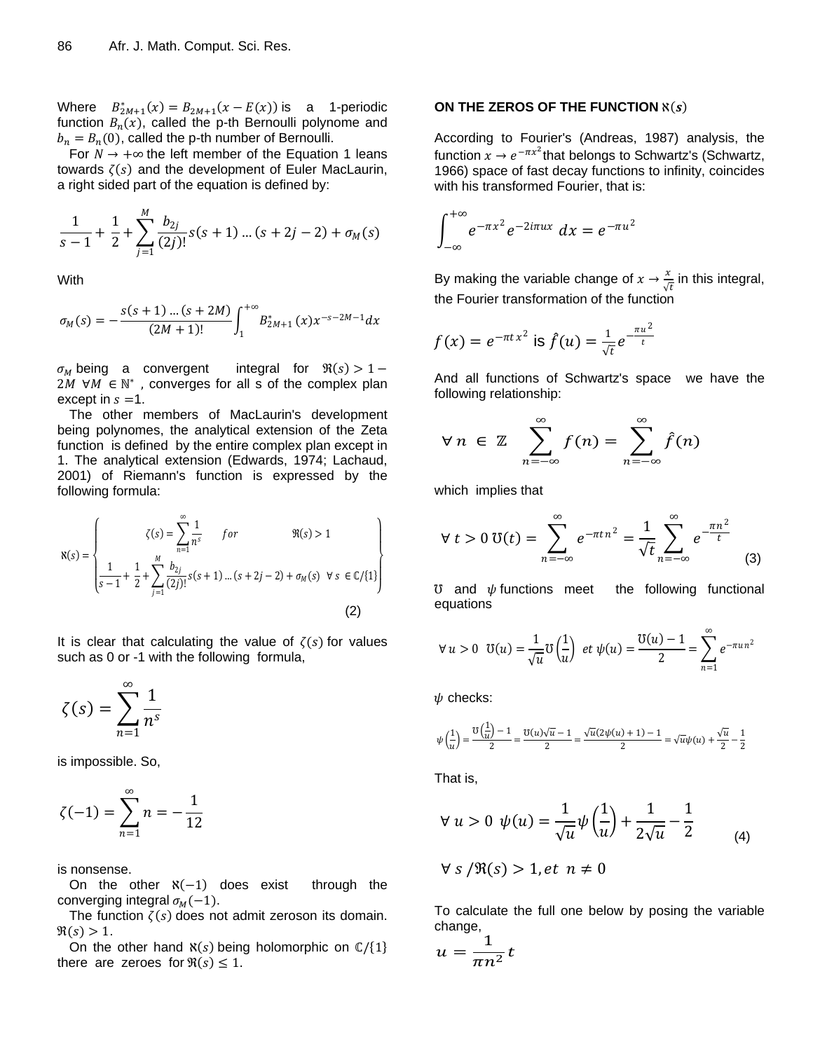Where $B^*_{2M+1}(x) = B_{2M+1}(x - E(x))$ is a 1-periodic function $B_n(x)$, called the p-th Bernoulli polynome and $b_n = B_n(0)$, called the p-th number of Bernoulli.

For $N \to +\infty$ the left member of the Equation 1 leans towards $\zeta(s)$ and the development of Euler MacLaurin, a right sided part of the equation is defined by:

$$\frac{1}{s-1} + \frac{1}{2} + \sum_{j=1}^{M} \frac{b_{2j}}{(2j)!} s(s+1)\ldots(s+2j-2) + \sigma_M(s)$$

With

$$\sigma_M(s) = -\frac{s(s+1)\ldots(s+2M)}{(2M+1)!} \int_1^{+\infty} B^*_{2M+1}(x) x^{-s-2M-1} dx$$

$\sigma_M$ being a convergent integral for $\Re(s) > 1 - 2M \ \forall M \in \mathbb{N}^*$, converges for all s of the complex plan except in $s = 1$.

The other members of MacLaurin's development being polynomes, the analytical extension of the Zeta function is defined by the entire complex plan except in 1. The analytical extension (Edwards, 1974; Lachaud, 2001) of Riemann's function is expressed by the following formula:

$$\aleph(s) = \begin{Bmatrix} \zeta(s) = \sum_{n=1}^{\infty} \frac{1}{n^s} \quad for \quad \Re(s) > 1 \\ \frac{1}{s-1} + \frac{1}{2} + \sum_{j=1}^{M} \frac{b_{2j}}{(2j)!} s(s+1)\ldots(s+2j-2) + \sigma_M(s) \ \ \forall s \in \mathbb{C}/\{1\} \end{Bmatrix} \quad (2)$$

It is clear that calculating the value of $\zeta(s)$ for values such as 0 or -1 with the following formula,

$$\zeta(s) = \sum_{n=1}^{\infty} \frac{1}{n^s}$$

is impossible. So,

$$\zeta(-1) = \sum_{n=1}^{\infty} n = -\frac{1}{12}$$

is nonsense.

On the other $\aleph(-1)$ does exist through the converging integral $\sigma_M(-1)$.

The function $\zeta(s)$ does not admit zeroson its domain. $\Re(s) > 1$.

On the other hand $\aleph(s)$ being holomorphic on $\mathbb{C}/\{1\}$ there are zeroes for $\Re(s) \leq 1$.

## ON THE ZEROS OF THE FUNCTION $\aleph(s)$

According to Fourier's (Andreas, 1987) analysis, the function $x \to e^{-\pi x^2}$ that belongs to Schwartz's (Schwartz, 1966) space of fast decay functions to infinity, coincides with his transformed Fourier, that is:

$$\int_{-\infty}^{+\infty} e^{-\pi x^2} e^{-2i\pi ux} \, dx = e^{-\pi u^2}$$

By making the variable change of $x \to \frac{x}{\sqrt{t}}$ in this integral, the Fourier transformation of the function

$$f(x) = e^{-\pi t x^2} \text{ is } \hat{f}(u) = \frac{1}{\sqrt{t}} e^{-\frac{\pi u^2}{t}}$$

And all functions of Schwartz's space we have the following relationship:

$$\forall \, n \in \mathbb{Z} \quad \sum_{n=-\infty}^{\infty} f(n) = \sum_{n=-\infty}^{\infty} \hat{f}(n)$$

which implies that

$$\forall \, t > 0 \ \mho(t) = \sum_{n=-\infty}^{\infty} e^{-\pi t n^2} = \frac{1}{\sqrt{t}} \sum_{n=-\infty}^{\infty} e^{-\frac{\pi n^2}{t}} \quad (3)$$

$\mho$ and $\psi$ functions meet the following functional equations

$$\forall \, u > 0 \ \ \mho(u) = \frac{1}{\sqrt{u}} \mho\left(\frac{1}{u}\right) \ \ et \ \psi(u) = \frac{\mho(u) - 1}{2} = \sum_{n=1}^{\infty} e^{-\pi u n^2}$$

$\psi$ checks:

$$\psi\left(\frac{1}{u}\right) = \frac{\mho\left(\frac{1}{u}\right) - 1}{2} = \frac{\mho(u)\sqrt{u} - 1}{2} = \frac{\sqrt{u}(2\psi(u) + 1) - 1}{2} = \sqrt{u}\psi(u) + \frac{\sqrt{u}}{2} - \frac{1}{2}$$

That is,

$$\forall \, u > 0 \ \ \psi(u) = \frac{1}{\sqrt{u}} \psi\left(\frac{1}{u}\right) + \frac{1}{2\sqrt{u}} - \frac{1}{2} \quad (4)$$

$$\forall \, s \,/\Re(s) > 1, et \ \ n \neq 0$$

To calculate the full one below by posing the variable change,

$$u = \frac{1}{\pi n^2} t$$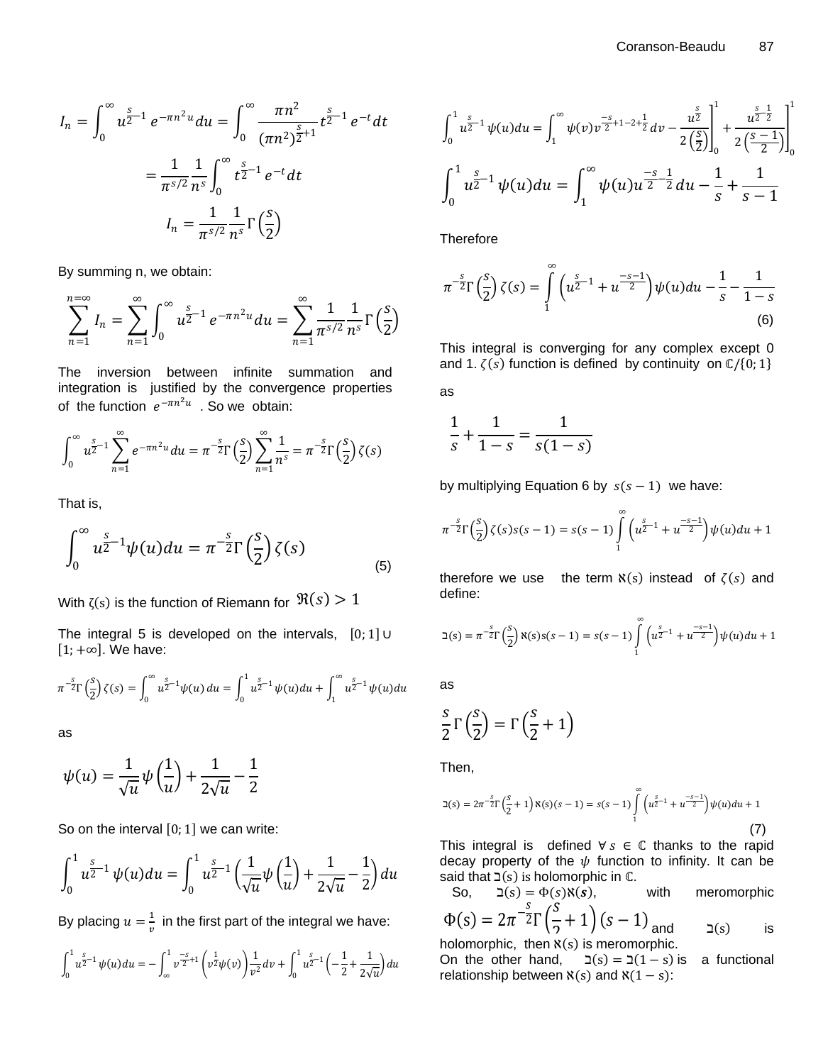$$I_n = \int_0^{\infty} u^{\frac{s}{2}-1} e^{-\pi n^2 u} du = \int_0^{\infty} \frac{\pi n^2}{(\pi n^2)^{\frac{s}{2}+1}} t^{\frac{s}{2}-1} e^{-t} dt$$

$$= \frac{1}{\pi^{s/2}} \frac{1}{n^s} \int_0^{\infty} t^{\frac{s}{2}-1} e^{-t} dt$$

$$I_n = \frac{1}{\pi^{s/2}} \frac{1}{n^s} \Gamma\left(\frac{s}{2}\right)$$

By summing n, we obtain:

$$\sum_{n=1}^{n=\infty} I_n = \sum_{n=1}^{\infty} \int_0^{\infty} u^{\frac{s}{2}-1} e^{-\pi n^2 u} du = \sum_{n=1}^{\infty} \frac{1}{\pi^{s/2}} \frac{1}{n^s} \Gamma\left(\frac{s}{2}\right)$$

The inversion between infinite summation and integration is justified by the convergence properties of the function $e^{-\pi n^2 u}$ . So we obtain:

$$\int_0^{\infty} u^{\frac{s}{2}-1} \sum_{n=1}^{\infty} e^{-\pi n^2 u} du = \pi^{-\frac{s}{2}} \Gamma\left(\frac{s}{2}\right) \sum_{n=1}^{\infty} \frac{1}{n^s} = \pi^{-\frac{s}{2}} \Gamma\left(\frac{s}{2}\right) \zeta(s)$$

That is,

$$\int_0^{\infty} u^{\frac{s}{2}-1} \psi(u) du = \pi^{-\frac{s}{2}} \Gamma\left(\frac{s}{2}\right) \zeta(s) \tag{5}$$

With $\zeta(s)$ is the function of Riemann for $\Re(s) > 1$

The integral 5 is developed on the intervals, $[0;1] \cup [1;+\infty]$. We have:

$$\pi^{-\frac{s}{2}} \Gamma\left(\frac{s}{2}\right) \zeta(s) = \int_0^{\infty} u^{\frac{s}{2}-1} \psi(u)\, du = \int_0^{1} u^{\frac{s}{2}-1} \psi(u) du + \int_1^{\infty} u^{\frac{s}{2}-1} \psi(u) du$$

as

$$\psi(u) = \frac{1}{\sqrt{u}} \psi\left(\frac{1}{u}\right) + \frac{1}{2\sqrt{u}} - \frac{1}{2}$$

So on the interval $[0;1]$ we can write:

$$\int_0^1 u^{\frac{s}{2}-1} \psi(u) du = \int_0^1 u^{\frac{s}{2}-1} \left( \frac{1}{\sqrt{u}} \psi\left(\frac{1}{u}\right) + \frac{1}{2\sqrt{u}} - \frac{1}{2} \right) du$$

By placing $u = \frac{1}{v}$ in the first part of the integral we have:

$$\int_0^1 u^{\frac{s}{2}-1} \psi(u) du = -\int_{\infty}^1 v^{\frac{-s}{2}+1} \left( v^{\frac{1}{2}} \psi(v) \right) \frac{1}{v^2} dv + \int_0^1 u^{\frac{s}{2}-1} \left( -\frac{1}{2} + \frac{1}{2\sqrt{u}} \right) du$$

$$\int_0^1 u^{\frac{s}{2}-1} \psi(u) du = \int_1^{\infty} \psi(v) v^{\frac{-s}{2}+1-2+\frac{1}{2}} dv - \frac{u^{\frac{s}{2}}}{2\left(\frac{s}{2}\right)}\Bigg]_0^1 + \frac{u^{\frac{s}{2}-\frac{1}{2}}}{2\left(\frac{s-1}{2}\right)}\Bigg]_0^1$$

$$\int_0^1 u^{\frac{s}{2}-1} \psi(u) du = \int_1^{\infty} \psi(u) u^{\frac{-s}{2}-\frac{1}{2}} du - \frac{1}{s} + \frac{1}{s-1}$$

Therefore

$$\pi^{-\frac{s}{2}} \Gamma\left(\frac{s}{2}\right) \zeta(s) = \int_1^{\infty} \left( u^{\frac{s}{2}-1} + u^{\frac{-s-1}{2}} \right) \psi(u) du - \frac{1}{s} - \frac{1}{1-s} \tag{6}$$

This integral is converging for any complex except 0 and 1. $\zeta(s)$ function is defined by continuity on $\mathbb{C}/\{0;1\}$

as

$$\frac{1}{s} + \frac{1}{1-s} = \frac{1}{s(1-s)}$$

by multiplying Equation 6 by $s(s-1)$ we have:

$$\pi^{-\frac{s}{2}} \Gamma\left(\frac{s}{2}\right) \zeta(s) s(s-1) = s(s-1) \int_1^{\infty} \left( u^{\frac{s}{2}-1} + u^{\frac{-s-1}{2}} \right) \psi(u) du + 1$$

therefore we use the term $\aleph(s)$ instead of $\zeta(s)$ and define:

$$\daleth(s) = \pi^{-\frac{s}{2}} \Gamma\left(\frac{s}{2}\right) \aleph(s) s(s-1) = s(s-1) \int_1^{\infty} \left( u^{\frac{s}{2}-1} + u^{\frac{-s-1}{2}} \right) \psi(u) du + 1$$

as

$$\frac{s}{2} \Gamma\left(\frac{s}{2}\right) = \Gamma\left(\frac{s}{2} + 1\right)$$

Then,

$$\daleth(s) = 2\pi^{-\frac{s}{2}} \Gamma\left(\frac{s}{2} + 1\right) \aleph(s)(s-1) = s(s-1) \int_1^{\infty} \left( u^{\frac{s}{2}-1} + u^{\frac{-s-1}{2}} \right) \psi(u) du + 1 \tag{7}$$

This integral is defined $\forall\, s \in \mathbb{C}$ thanks to the rapid decay property of the $\psi$ function to infinity. It can be said that $\daleth(s)$ is holomorphic in $\mathbb{C}$.

So, $\daleth(s) = \Phi(s)\aleph(s)$, with meromorphic $\Phi(s) = 2\pi^{-\frac{s}{2}} \Gamma\left(\frac{s}{2} + 1\right)(s-1)$ and $\daleth(s)$ is holomorphic, then $\aleph(s)$ is meromorphic.

On the other hand, $\daleth(s) = \daleth(1-s)$ is a functional relationship between $\aleph(s)$ and $\aleph(1-s)$: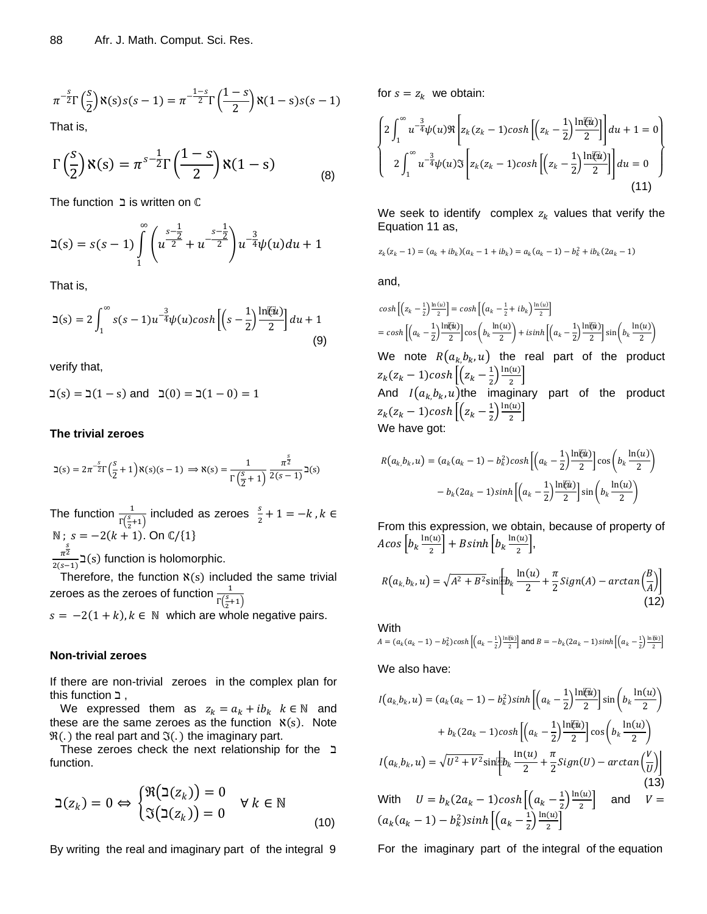$$\pi^{-\frac{s}{2}}\Gamma\left(\frac{s}{2}\right)\aleph(s)s(s-1) = \pi^{-\frac{1-s}{2}}\Gamma\left(\frac{1-s}{2}\right)\aleph(1-s)s(s-1)$$

That is,

$$\Gamma\left(\frac{s}{2}\right)\aleph(s) = \pi^{s-\frac{1}{2}}\Gamma\left(\frac{1-s}{2}\right)\aleph(1-s) \quad (8)$$

The function $\beth$ is written on $\mathbb{C}$

$$\beth(s) = s(s-1)\int_1^{\infty}\left(u^{\frac{s-\frac{1}{2}}{2}} + u^{-\frac{s-\frac{1}{2}}{2}}\right)u^{-\frac{3}{4}}\psi(u)du + 1$$

That is,

$$\beth(s) = 2\int_1^{\infty} s(s-1)u^{-\frac{3}{4}}\psi(u)cosh\left[\left(s-\frac{1}{2}\right)\frac{\ln(u)}{2}\right]du + 1 \quad (9)$$

verify that,

$\beth(s) = \beth(1-s)$ and $\beth(0) = \beth(1-0) = 1$

**The trivial zeroes**

$$\beth(s) = 2\pi^{-\frac{s}{2}}\Gamma\left(\frac{s}{2}+1\right)\aleph(s)(s-1) \Rightarrow \aleph(s) = \frac{1}{\Gamma\left(\frac{s}{2}+1\right)}\frac{\pi^{\frac{s}{2}}}{2(s-1)}\beth(s)$$

The function $\frac{1}{\Gamma\left(\frac{s}{2}+1\right)}$ included as zeroes $\frac{s}{2}+1 = -k, k \in \mathbb{N}$ ; $s = -2(k+1)$. On $\mathbb{C}/\{1\}$ $\frac{\pi^{\frac{s}{2}}}{2(s-1)}\beth(s)$ function is holomorphic.

Therefore, the function $\aleph(s)$ included the same trivial zeroes as the zeroes of function $\frac{1}{\Gamma\left(\frac{s}{2}+1\right)}$ $s = -2(1+k), k \in \mathbb{N}$ which are whole negative pairs.

**Non-trivial zeroes**

If there are non-trivial zeroes in the complex plan for this function $\beth$,

We expressed them as $z_k = a_k + ib_k$ $k \in \mathbb{N}$ and these are the same zeroes as the function $\aleph(s)$. Note $\Re(.)$ the real part and $\Im(.)$ the imaginary part.

These zeroes check the next relationship for the $\beth$ function.

$$\beth(z_k) = 0 \Leftrightarrow \begin{cases}\Re(\beth(z_k)) = 0 \\ \Im(\beth(z_k)) = 0\end{cases} \quad \forall k \in \mathbb{N} \quad (10)$$

By writing the real and imaginary part of the integral 9 for $s = z_k$ we obtain:

$$\begin{cases} 2\int_1^{\infty} u^{-\frac{3}{4}}\psi(u)\Re\left[z_k(z_k-1)cosh\left[\left(z_k-\frac{1}{2}\right)\frac{\ln(u)}{2}\right]\right]du + 1 = 0 \\ 2\int_1^{\infty} u^{-\frac{3}{4}}\psi(u)\Im\left[z_k(z_k-1)cosh\left[\left(z_k-\frac{1}{2}\right)\frac{\ln(u)}{2}\right]\right]du = 0 \end{cases} \quad (11)$$

We seek to identify complex $z_k$ values that verify the Equation 11 as,

$$z_k(z_k-1) = (a_k+ib_k)(a_k-1+ib_k) = a_k(a_k-1) - b_k^2 + ib_k(2a_k-1)$$

and,

$$cosh\left[\left(z_k-\frac{1}{2}\right)\frac{\ln(u)}{2}\right] = cosh\left[\left(a_k-\frac{1}{2}+ib_k\right)\frac{\ln(u)}{2}\right]$$
$$= cosh\left[\left(a_k-\frac{1}{2}\right)\frac{\ln(u)}{2}\right]\cos\left(b_k\frac{\ln(u)}{2}\right) + isinh\left[\left(a_k-\frac{1}{2}\right)\frac{\ln(u)}{2}\right]\sin\left(b_k\frac{\ln(u)}{2}\right)$$

We note $R(a_k,b_k,u)$ the real part of the product $z_k(z_k-1)cosh\left[\left(z_k-\frac{1}{2}\right)\frac{\ln(u)}{2}\right]$

And $I(a_k,b_k,u)$the imaginary part of the product $z_k(z_k-1)cosh\left[\left(z_k-\frac{1}{2}\right)\frac{\ln(u)}{2}\right]$

We have got:

$$R(a_k,b_k,u) = (a_k(a_k-1)-b_k^2)cosh\left[\left(a_k-\frac{1}{2}\right)\frac{\ln(u)}{2}\right]\cos\left(b_k\frac{\ln(u)}{2}\right) - b_k(2a_k-1)sinh\left[\left(a_k-\frac{1}{2}\right)\frac{\ln(u)}{2}\right]\sin\left(b_k\frac{\ln(u)}{2}\right)$$

From this expression, we obtain, because of property of $Acos\left[b_k\frac{\ln(u)}{2}\right] + Bsinh\left[b_k\frac{\ln(u)}{2}\right]$,

$$R(a_k,b_k,u) = \sqrt{A^2+B^2}\sin\left[b_k\frac{\ln(u)}{2} + \frac{\pi}{2}Sign(A) - arctan\left(\frac{B}{A}\right)\right] \quad (12)$$

With $A = (a_k(a_k-1)-b_k^2)cosh\left[\left(a_k-\frac{1}{2}\right)\frac{\ln(u)}{2}\right]$ and $B = -b_k(2a_k-1)sinh\left[\left(a_k-\frac{1}{2}\right)\frac{\ln(u)}{2}\right]$

We also have:

$$I(a_k,b_k,u) = (a_k(a_k-1)-b_k^2)sinh\left[\left(a_k-\frac{1}{2}\right)\frac{\ln(u)}{2}\right]\sin\left(b_k\frac{\ln(u)}{2}\right) + b_k(2a_k-1)cosh\left[\left(a_k-\frac{1}{2}\right)\frac{\ln(u)}{2}\right]\cos\left(b_k\frac{\ln(u)}{2}\right)$$

$$I(a_k,b_k,u) = \sqrt{U^2+V^2}\sin\left[b_k\frac{\ln(u)}{2} + \frac{\pi}{2}Sign(U) - arctan\left(\frac{V}{U}\right)\right] \quad (13)$$

With $U = b_k(2a_k-1)cosh\left[\left(a_k-\frac{1}{2}\right)\frac{\ln(u)}{2}\right]$ and $V = (a_k(a_k-1)-b_k^2)sinh\left[\left(a_k-\frac{1}{2}\right)\frac{\ln(u)}{2}\right]$

For the imaginary part of the integral of the equation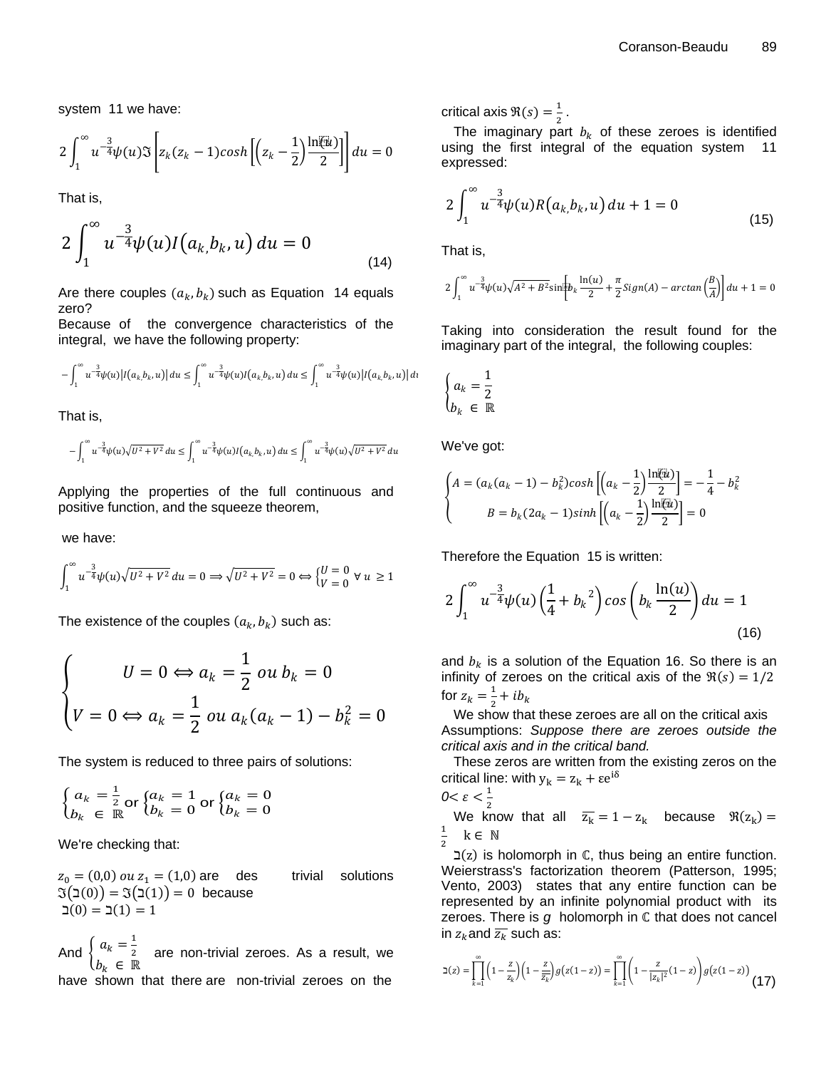system 11 we have:

$$2\int_1^{\infty} u^{-\frac{3}{4}}\psi(u)\Im\left[z_k(z_k-1)cosh\left[\left(z_k-\frac{1}{2}\right)\frac{\ln(u)}{2}\right]\right]du = 0$$

That is,

$$2\int_1^{\infty} u^{-\frac{3}{4}}\psi(u)I\left(a_{k,}b_k,u\right)du = 0 \tag{14}$$

Are there couples $(a_k,b_k)$ such as Equation 14 equals zero?
Because of the convergence characteristics of the integral, we have the following property:

$$-\int_1^{\infty} u^{-\frac{3}{4}}\psi(u)\left|I\left(a_{k,}b_k,u\right)\right|du \le \int_1^{\infty} u^{-\frac{3}{4}}\psi(u)I\left(a_{k,}b_k,u\right)du \le \int_1^{\infty} u^{-\frac{3}{4}}\psi(u)\left|I\left(a_{k,}b_k,u\right)\right|du$$

That is,

$$-\int_1^{\infty} u^{-\frac{3}{4}}\psi(u)\sqrt{U^2+V^2}\,du \le \int_1^{\infty} u^{-\frac{3}{4}}\psi(u)I\left(a_{k,}b_k,u\right)du \le \int_1^{\infty} u^{-\frac{3}{4}}\psi(u)\sqrt{U^2+V^2}\,du$$

Applying the properties of the full continuous and positive function, and the squeeze theorem,

we have:

$$\int_1^{\infty} u^{-\frac{3}{4}}\psi(u)\sqrt{U^2+V^2}\,du = 0 \Longrightarrow \sqrt{U^2+V^2} = 0 \Leftrightarrow \begin{cases} U=0 \\ V=0 \end{cases} \forall\, u \ge 1$$

The existence of the couples $(a_k,b_k)$ such as:

$$\begin{cases} U=0 \Leftrightarrow a_k = \dfrac{1}{2}\ ou\ b_k = 0 \\ V=0 \Leftrightarrow a_k = \dfrac{1}{2}\ ou\ a_k(a_k-1)-b_k^2 = 0 \end{cases}$$

The system is reduced to three pairs of solutions:

$$\begin{cases} a_k = \frac{1}{2} \\ b_k \in \mathbb{R} \end{cases} \text{or} \begin{cases} a_k = 1 \\ b_k = 0 \end{cases} \text{or} \begin{cases} a_k = 0 \\ b_k = 0 \end{cases}$$

We're checking that:

$z_0 = (0,0)\ ou\ z_1 = (1,0)$ are des trivial solutions $\Im(\beth(0)) = \Im(\beth(1)) = 0$ because $\beth(0) = \beth(1) = 1$

And $\begin{cases} a_k = \frac{1}{2} \\ b_k \in \mathbb{R} \end{cases}$ are non-trivial zeroes. As a result, we have shown that there are non-trivial zeroes on the critical axis $\Re(s) = \frac{1}{2}$.

The imaginary part $b_k$ of these zeroes is identified using the first integral of the equation system 11 expressed:

$$2\int_1^{\infty} u^{-\frac{3}{4}}\psi(u)R\left(a_{k,}b_k,u\right)du + 1 = 0 \tag{15}$$

That is,

$$2\int_1^{\infty} u^{-\frac{3}{4}}\psi(u)\sqrt{A^2+B^2}\sin\left[b_k\frac{\ln(u)}{2} + \frac{\pi}{2}Sign(A) - arctan\left(\frac{B}{A}\right)\right]du + 1 = 0$$

Taking into consideration the result found for the imaginary part of the integral, the following couples:

$$\begin{cases} a_k = \dfrac{1}{2} \\ b_k \in \mathbb{R} \end{cases}$$

We've got:

$$\begin{cases} A = \left(a_k(a_k-1)-b_k^2\right)cosh\left[\left(a_k-\frac{1}{2}\right)\frac{\ln(u)}{2}\right] = -\frac{1}{4} - b_k^2 \\ B = b_k(2a_k-1)sinh\left[\left(a_k-\frac{1}{2}\right)\frac{\ln(u)}{2}\right] = 0 \end{cases}$$

Therefore the Equation 15 is written:

$$2\int_1^{\infty} u^{-\frac{3}{4}}\psi(u)\left(\frac{1}{4}+{b_k}^2\right)cos\left(b_k\frac{\ln(u)}{2}\right)du = 1 \tag{16}$$

and $b_k$ is a solution of the Equation 16. So there is an infinity of zeroes on the critical axis of the $\Re(s) = 1/2$ for $z_k = \frac{1}{2} + ib_k$

We show that these zeroes are all on the critical axis
Assumptions: *Suppose there are zeroes outside the critical axis and in the critical band.*

These zeros are written from the existing zeros on the critical line: with $y_k = z_k + \varepsilon e^{i\delta}$
$0 < \varepsilon < \frac{1}{2}$

We know that all $\overline{z_k} = 1 - z_k$ because $\Re(z_k) = \frac{1}{2}$ $k \in \mathbb{N}$

$\beth(z)$ is holomorph in $\mathbb{C}$, thus being an entire function. Weierstrass's factorization theorem (Patterson, 1995; Vento, 2003) states that any entire function can be represented by an infinite polynomial product with its zeroes. There is $g$ holomorph in $\mathbb{C}$ that does not cancel in $z_k$ and $\overline{z_k}$ such as:

$$\beth(z) = \prod_{k=1}^{\infty}\left(1-\frac{z}{z_k}\right)\left(1-\frac{z}{\overline{z_k}}\right)g\left(z(1-z)\right) = \prod_{k=1}^{\infty}\left(1-\frac{z}{|z_k|^2}(1-z)\right)g\left(z(1-z)\right) \tag{17}$$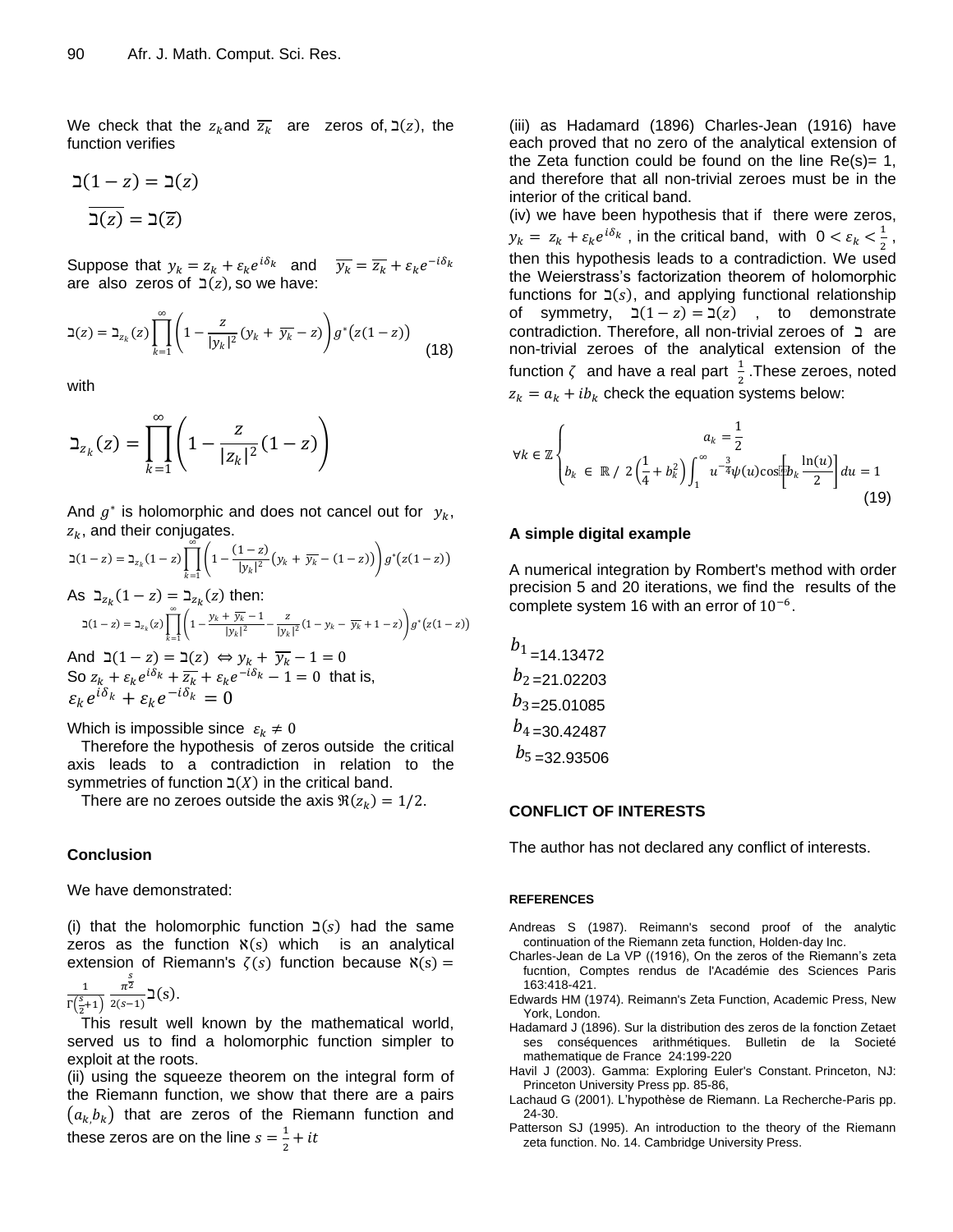We check that the $z_k$ and $\overline{z_k}$ are zeros of, $\beth(z)$, the function verifies

$$\beth(1-z) = \beth(z)$$

$$\overline{\beth(z)} = \beth(\overline{z})$$

Suppose that $y_k = z_k + \varepsilon_k e^{i\delta_k}$ and $\overline{y_k} = \overline{z_k} + \varepsilon_k e^{-i\delta_k}$ are also zeros of $\beth(z)$, so we have:

$$\beth(z) = \beth_{z_k}(z) \prod_{k=1}^{\infty} \left(1 - \frac{z}{|y_k|^2}(y_k + \overline{y_k} - z)\right) g^*(z(1-z)) \tag{18}$$

with

$$\beth_{z_k}(z) = \prod_{k=1}^{\infty} \left(1 - \frac{z}{|z_k|^2}(1-z)\right)$$

And $g^*$ is holomorphic and does not cancel out for $y_k$, $z_k$, and their conjugates.

$$\beth(1-z) = \beth_{z_k}(1-z) \prod_{k=1}^{\infty} \left(1 - \frac{(1-z)}{|y_k|^2}(y_k + \overline{y_k} - (1-z))\right) g^*(z(1-z))$$

As $\beth_{z_k}(1-z) = \beth_{z_k}(z)$ then:

$$\beth(1-z) = \beth_{z_k}(z) \prod_{k=1}^{\infty} \left(1 - \frac{y_k + \overline{y_k} - 1}{|y_k|^2} - \frac{z}{|y_k|^2}(1 - y_k - \overline{y_k} + 1 - z)\right) g^*(z(1-z))$$

And $\beth(1-z) = \beth(z) \Leftrightarrow y_k + \overline{y_k} - 1 = 0$

So $z_k + \varepsilon_k e^{i\delta_k} + \overline{z_k} + \varepsilon_k e^{-i\delta_k} - 1 = 0$ that is,

$$\varepsilon_k e^{i\delta_k} + \varepsilon_k e^{-i\delta_k} = 0$$

Which is impossible since $\varepsilon_k \neq 0$

Therefore the hypothesis of zeros outside the critical axis leads to a contradiction in relation to the symmetries of function $\beth(X)$ in the critical band.

There are no zeroes outside the axis $\Re(z_k) = 1/2$.

## Conclusion

We have demonstrated:

(i) that the holomorphic function $\beth(s)$ had the same zeros as the function $\aleph(s)$ which is an analytical extension of Riemann's $\zeta(s)$ function because $\aleph(s) = \frac{1}{\Gamma\left(\frac{s}{2}+1\right)} \frac{\pi^{\frac{s}{2}}}{2(s-1)} \beth(s)$.

This result well known by the mathematical world, served us to find a holomorphic function simpler to exploit at the roots.

(ii) using the squeeze theorem on the integral form of the Riemann function, we show that there are a pairs $(a_k, b_k)$ that are zeros of the Riemann function and these zeros are on the line $s = \frac{1}{2} + it$

(iii) as Hadamard (1896) Charles-Jean (1916) have each proved that no zero of the analytical extension of the Zeta function could be found on the line Re(s)= 1, and therefore that all non-trivial zeroes must be in the interior of the critical band.

(iv) we have been hypothesis that if there were zeros, $y_k = z_k + \varepsilon_k e^{i\delta_k}$, in the critical band, with $0 < \varepsilon_k < \frac{1}{2}$, then this hypothesis leads to a contradiction. We used the Weierstrass's factorization theorem of holomorphic functions for $\beth(s)$, and applying functional relationship of symmetry, $\beth(1-z) = \beth(z)$, to demonstrate contradiction. Therefore, all non-trivial zeroes of $\beth$ are non-trivial zeroes of the analytical extension of the function $\zeta$ and have a real part $\frac{1}{2}$. These zeroes, noted $z_k = a_k + ib_k$ check the equation systems below:

$$\forall k \in \mathbb{Z} \begin{cases} a_k = \dfrac{1}{2} \\ b_k \in \mathbb{R} \,/\, 2\left(\dfrac{1}{4} + b_k^2\right) \displaystyle\int_1^{\infty} u^{-\frac{3}{4}} \psi(u) \cos\left[b_k \dfrac{\ln(u)}{2}\right] du = 1 \end{cases} \tag{19}$$

## A simple digital example

A numerical integration by Rombert's method with order precision 5 and 20 iterations, we find the results of the complete system 16 with an error of $10^{-6}$.

$b_1$ =14.13472
$b_2$ =21.02203
$b_3$ =25.01085
$b_4$ =30.42487
$b_5$ =32.93506

## CONFLICT OF INTERESTS

The author has not declared any conflict of interests.

## REFERENCES

Andreas S (1987). Reimann's second proof of the analytic continuation of the Riemann zeta function, Holden-day Inc.

Charles-Jean de La VP ((1916), On the zeros of the Riemann's zeta fucntion, Comptes rendus de l'Académie des Sciences Paris 163:418-421.

Edwards HM (1974). Reimann's Zeta Function, Academic Press, New York, London.

Hadamard J (1896). Sur la distribution des zeros de la fonction Zetaet ses conséquences arithmétiques. Bulletin de la Societé mathematique de France 24:199-220

Havil J (2003). Gamma: Exploring Euler's Constant. Princeton, NJ: Princeton University Press pp. 85-86,

Lachaud G (2001). L'hypothèse de Riemann. La Recherche-Paris pp. 24-30.

Patterson SJ (1995). An introduction to the theory of the Riemann zeta function. No. 14. Cambridge University Press.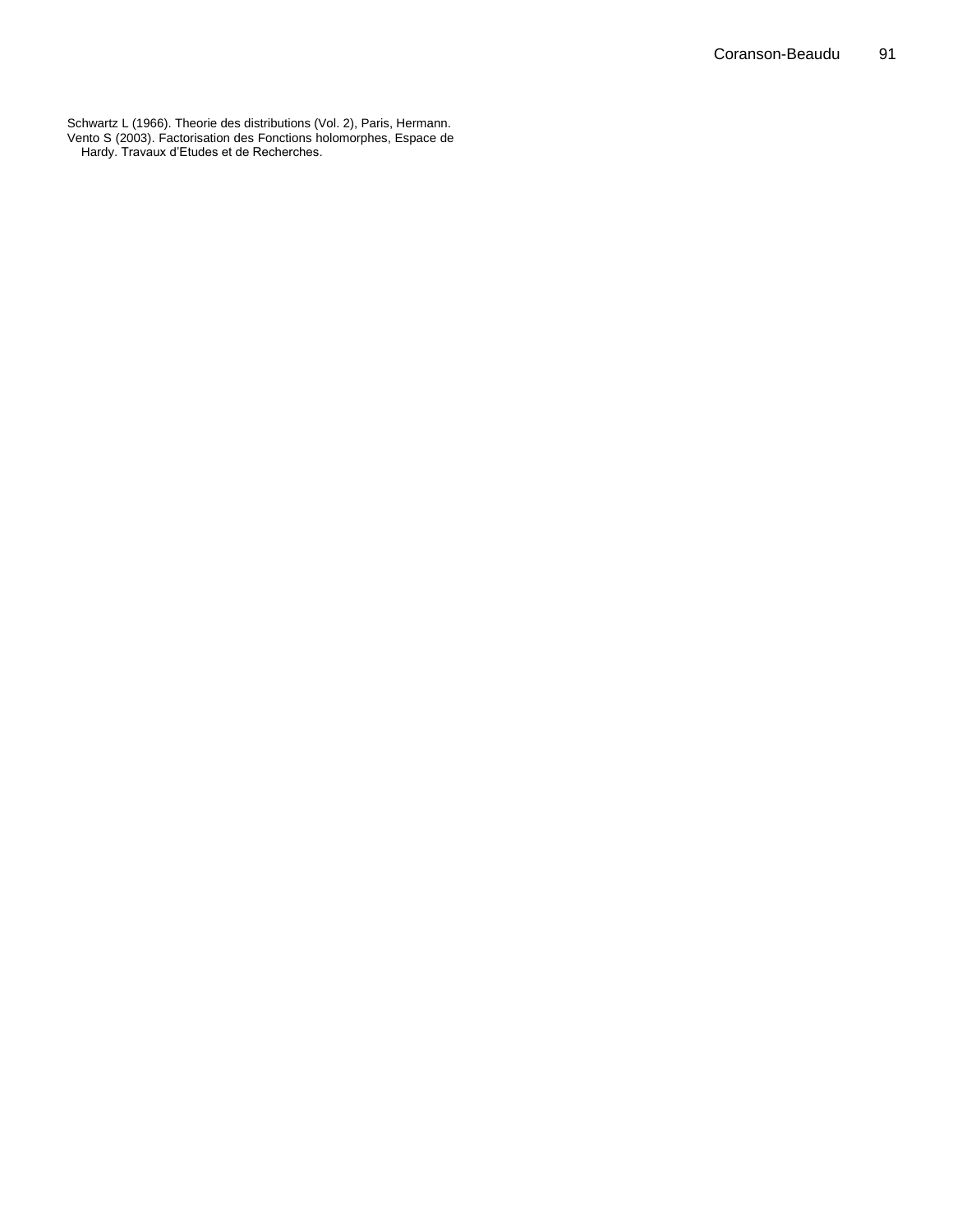Schwartz L (1966). Theorie des distributions (Vol. 2), Paris, Hermann.
Vento S (2003). Factorisation des Fonctions holomorphes, Espace de Hardy. Travaux d'Etudes et de Recherches.